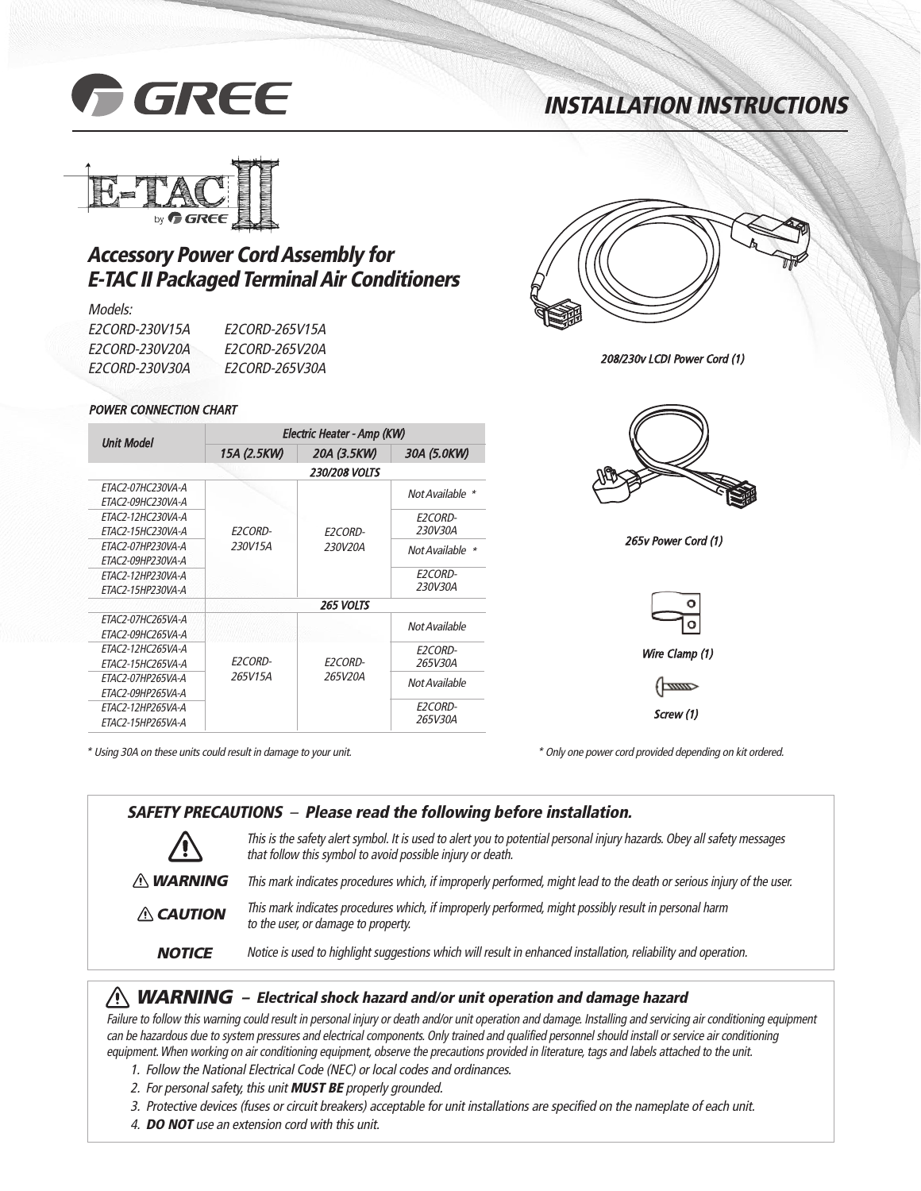# INSTALLATION INSTRUCTIONS

## Accessory Power Cord Assembly for E-TAC II Packaged Terminal Air Conditioners

*Models:*

| | |
|---|---|
| *E2CORD-230V15A* | *E2CORD-265V15A* |
| *E2CORD-230V20A* | *E2CORD-265V20A* |
| *E2CORD-230V30A* | *E2CORD-265V30A* |

208/230v LCDI Power Cord (1)

265v Power Cord (1)

Wire Clamp (1)

Screw (1)

*\* Only one power cord provided depending on kit ordered.*

### POWER CONNECTION CHART

| Unit Model | Electric Heater - Amp (KW) | | |
|---|---|---|---|
| | 15A (2.5KW) | 20A (3.5KW) | 30A (5.0KW) |
| | 230/208 VOLTS | | |
| ETAC2-07HC230VA-A<br>ETAC2-09HC230VA-A | E2CORD-230V15A | E2CORD-230V20A | Not Available * |
| ETAC2-12HC230VA-A<br>ETAC2-15HC230VA-A | | | E2CORD-230V30A |
| ETAC2-07HP230VA-A<br>ETAC2-09HP230VA-A | | | Not Available * |
| ETAC2-12HP230VA-A<br>ETAC2-15HP230VA-A | | | E2CORD-230V30A |
| | 265 VOLTS | | |
| ETAC2-07HC265VA-A<br>ETAC2-09HC265VA-A | E2CORD-265V15A | E2CORD-265V20A | Not Available |
| ETAC2-12HC265VA-A<br>ETAC2-15HC265VA-A | | | E2CORD-265V30A |
| ETAC2-07HP265VA-A<br>ETAC2-09HP265VA-A | | | Not Available |
| ETAC2-12HP265VA-A<br>ETAC2-15HP265VA-A | | | E2CORD-265V30A |

*\* Using 30A on these units could result in damage to your unit.*

### SAFETY PRECAUTIONS – Please read the following before installation.

This is the safety alert symbol. It is used to alert you to potential personal injury hazards. Obey all safety messages that follow this symbol to avoid possible injury or death.

**⚠ WARNING** This mark indicates procedures which, if improperly performed, might lead to the death or serious injury of the user.

**⚠ CAUTION** This mark indicates procedures which, if improperly performed, might possibly result in personal harm to the user, or damage to property.

**NOTICE** Notice is used to highlight suggestions which will result in enhanced installation, reliability and operation.

### ⚠ WARNING – Electrical shock hazard and/or unit operation and damage hazard

Failure to follow this warning could result in personal injury or death and/or unit operation and damage. Installing and servicing air conditioning equipment can be hazardous due to system pressures and electrical components. Only trained and qualified personnel should install or service air conditioning equipment. When working on air conditioning equipment, observe the precautions provided in literature, tags and labels attached to the unit.

1. Follow the National Electrical Code (NEC) or local codes and ordinances.
2. For personal safety, this unit **MUST BE** properly grounded.
3. Protective devices (fuses or circuit breakers) acceptable for unit installations are specified on the nameplate of each unit.
4. **DO NOT** use an extension cord with this unit.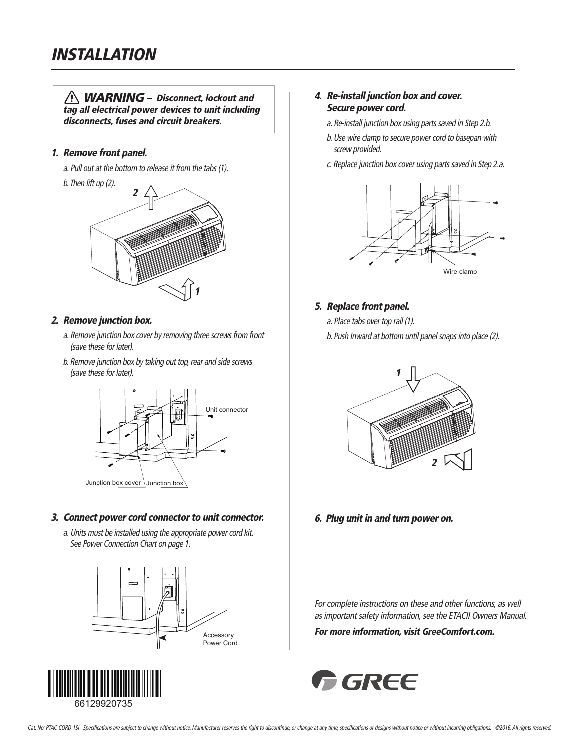# INSTALLATION

> ⚠ ***WARNING** – Disconnect, lockout and tag all electrical power devices to unit including disconnects, fuses and circuit breakers.*

### *1. Remove front panel.*

*a. Pull out at the bottom to release it from the tabs (1).*

*b. Then lift up (2).*

2

1

### *2. Remove junction box.*

*a. Remove junction box cover by removing three screws from front (save these for later).*

*b. Remove junction box by taking out top, rear and side screws (save these for later).*

Unit connector

Junction box cover

Junction box

### *3. Connect power cord connector to unit connector.*

*a. Units must be installed using the appropriate power cord kit. See Power Connection Chart on page 1.*

Accessory Power Cord

### *4. Re-install junction box and cover. Secure power cord.*

*a. Re-install junction box using parts saved in Step 2.b.*

*b. Use wire clamp to secure power cord to basepan with screw provided.*

*c. Replace junction box cover using parts saved in Step 2.a.*

Wire clamp

### *5. Replace front panel.*

*a. Place tabs over top rail (1).*

*b. Push Inward at bottom until panel snaps into place (2).*

1

2

### *6. Plug unit in and turn power on.*

*For complete instructions on these and other functions, as well as important safety information, see the ETACII Owners Manual.*

***For more information, visit GreeComfort.com.***

66129920735

GREE

*Cat. No: PTAC-CORD-15I Specifications are subject to change without notice. Manufacturer reserves the right to discontinue, or change at any time, specifications or designs without notice or without incurring obligations. ©2016. All rights reserved.*